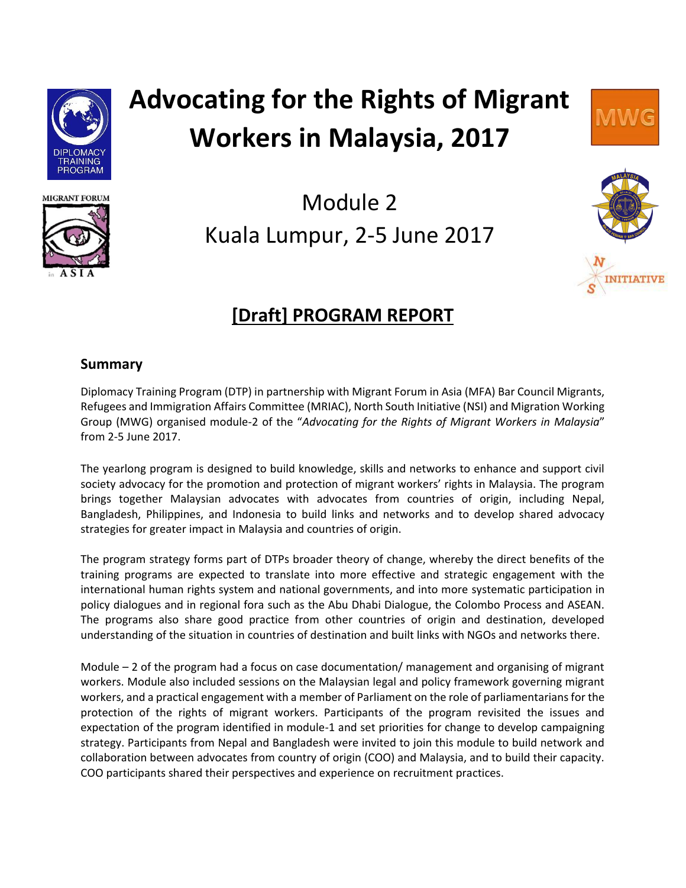# Advocating for the Rights of Migrant Workers in Malaysia, 2017

Module 2

Kuala Lumpur, 2-5 June 2017

## [Draft] PROGRAM REPORT

### Summary

Diplomacy Training Program (DTP) in partnership with Migrant Forum in Asia (MFA) Bar Council Migrants, Refugees and Immigration Affairs Committee (MRIAC), North South Initiative (NSI) and Migration Working Group (MWG) organised module-2 of the "*Advocating for the Rights of Migrant Workers in Malaysia*" from 2-5 June 2017.

The yearlong program is designed to build knowledge, skills and networks to enhance and support civil society advocacy for the promotion and protection of migrant workers' rights in Malaysia. The program brings together Malaysian advocates with advocates from countries of origin, including Nepal, Bangladesh, Philippines, and Indonesia to build links and networks and to develop shared advocacy strategies for greater impact in Malaysia and countries of origin.

The program strategy forms part of DTPs broader theory of change, whereby the direct benefits of the training programs are expected to translate into more effective and strategic engagement with the international human rights system and national governments, and into more systematic participation in policy dialogues and in regional fora such as the Abu Dhabi Dialogue, the Colombo Process and ASEAN. The programs also share good practice from other countries of origin and destination, developed understanding of the situation in countries of destination and built links with NGOs and networks there.

Module – 2 of the program had a focus on case documentation/ management and organising of migrant workers. Module also included sessions on the Malaysian legal and policy framework governing migrant workers, and a practical engagement with a member of Parliament on the role of parliamentarians for the protection of the rights of migrant workers. Participants of the program revisited the issues and expectation of the program identified in module-1 and set priorities for change to develop campaigning strategy. Participants from Nepal and Bangladesh were invited to join this module to build network and collaboration between advocates from country of origin (COO) and Malaysia, and to build their capacity. COO participants shared their perspectives and experience on recruitment practices.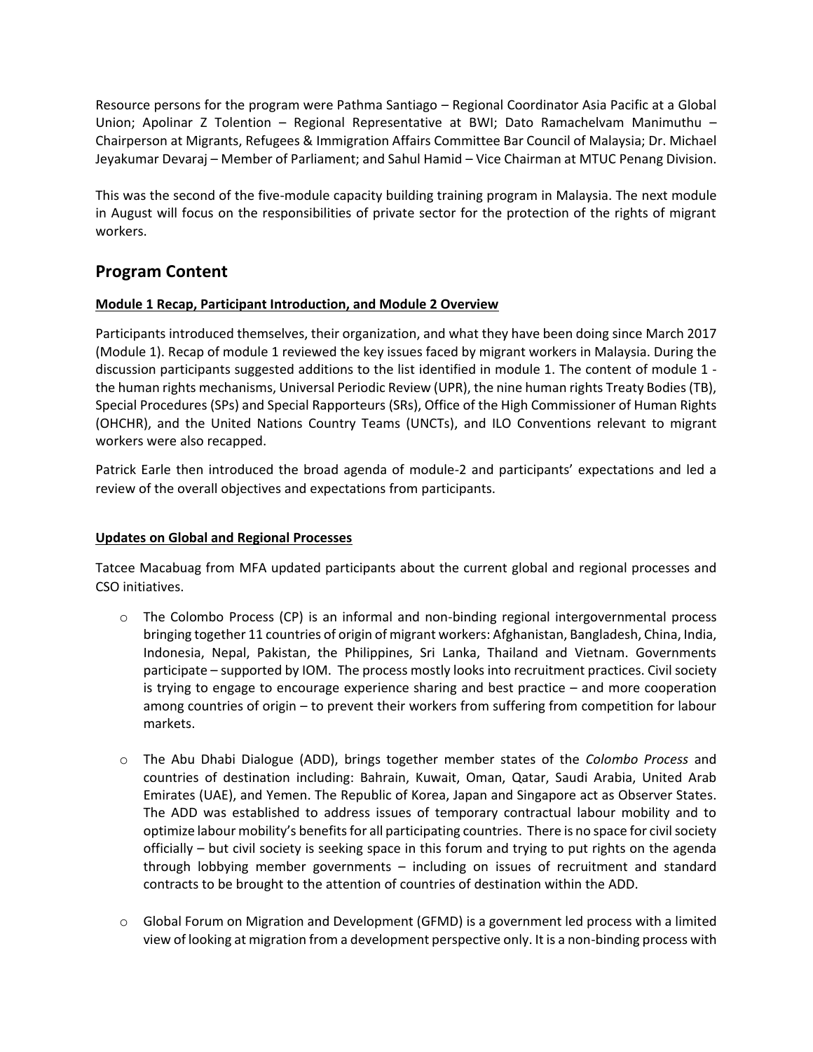Resource persons for the program were Pathma Santiago – Regional Coordinator Asia Pacific at a Global Union; Apolinar Z Tolention – Regional Representative at BWI; Dato Ramachelvam Manimuthu – Chairperson at Migrants, Refugees & Immigration Affairs Committee Bar Council of Malaysia; Dr. Michael Jeyakumar Devaraj – Member of Parliament; and Sahul Hamid – Vice Chairman at MTUC Penang Division.

This was the second of the five-module capacity building training program in Malaysia. The next module in August will focus on the responsibilities of private sector for the protection of the rights of migrant workers.

## Program Content

**Module 1 Recap, Participant Introduction, and Module 2 Overview**

Participants introduced themselves, their organization, and what they have been doing since March 2017 (Module 1). Recap of module 1 reviewed the key issues faced by migrant workers in Malaysia. During the discussion participants suggested additions to the list identified in module 1. The content of module 1 - the human rights mechanisms, Universal Periodic Review (UPR), the nine human rights Treaty Bodies (TB), Special Procedures (SPs) and Special Rapporteurs (SRs), Office of the High Commissioner of Human Rights (OHCHR), and the United Nations Country Teams (UNCTs), and ILO Conventions relevant to migrant workers were also recapped.

Patrick Earle then introduced the broad agenda of module-2 and participants' expectations and led a review of the overall objectives and expectations from participants.

**Updates on Global and Regional Processes**

Tatcee Macabuag from MFA updated participants about the current global and regional processes and CSO initiatives.

- The Colombo Process (CP) is an informal and non-binding regional intergovernmental process bringing together 11 countries of origin of migrant workers: Afghanistan, Bangladesh, China, India, Indonesia, Nepal, Pakistan, the Philippines, Sri Lanka, Thailand and Vietnam. Governments participate – supported by IOM. The process mostly looks into recruitment practices. Civil society is trying to engage to encourage experience sharing and best practice – and more cooperation among countries of origin – to prevent their workers from suffering from competition for labour markets.

- The Abu Dhabi Dialogue (ADD), brings together member states of the *Colombo Process* and countries of destination including: Bahrain, Kuwait, Oman, Qatar, Saudi Arabia, United Arab Emirates (UAE), and Yemen. The Republic of Korea, Japan and Singapore act as Observer States. The ADD was established to address issues of temporary contractual labour mobility and to optimize labour mobility's benefits for all participating countries. There is no space for civil society officially – but civil society is seeking space in this forum and trying to put rights on the agenda through lobbying member governments – including on issues of recruitment and standard contracts to be brought to the attention of countries of destination within the ADD.

- Global Forum on Migration and Development (GFMD) is a government led process with a limited view of looking at migration from a development perspective only. It is a non-binding process with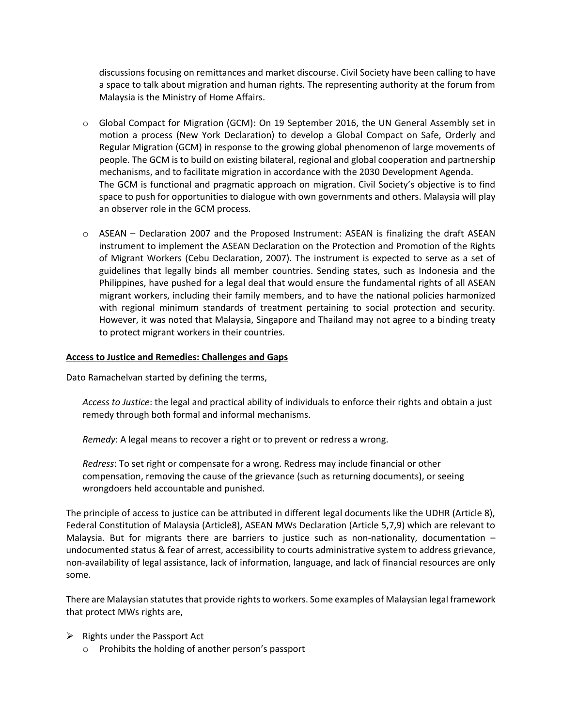discussions focusing on remittances and market discourse. Civil Society have been calling to have a space to talk about migration and human rights. The representing authority at the forum from Malaysia is the Ministry of Home Affairs.

- Global Compact for Migration (GCM): On 19 September 2016, the UN General Assembly set in motion a process (New York Declaration) to develop a Global Compact on Safe, Orderly and Regular Migration (GCM) in response to the growing global phenomenon of large movements of people. The GCM is to build on existing bilateral, regional and global cooperation and partnership mechanisms, and to facilitate migration in accordance with the 2030 Development Agenda.
  The GCM is functional and pragmatic approach on migration. Civil Society's objective is to find space to push for opportunities to dialogue with own governments and others. Malaysia will play an observer role in the GCM process.

- ASEAN – Declaration 2007 and the Proposed Instrument: ASEAN is finalizing the draft ASEAN instrument to implement the ASEAN Declaration on the Protection and Promotion of the Rights of Migrant Workers (Cebu Declaration, 2007). The instrument is expected to serve as a set of guidelines that legally binds all member countries. Sending states, such as Indonesia and the Philippines, have pushed for a legal deal that would ensure the fundamental rights of all ASEAN migrant workers, including their family members, and to have the national policies harmonized with regional minimum standards of treatment pertaining to social protection and security. However, it was noted that Malaysia, Singapore and Thailand may not agree to a binding treaty to protect migrant workers in their countries.

## Access to Justice and Remedies: Challenges and Gaps

Dato Ramachelvan started by defining the terms,

*Access to Justice*: the legal and practical ability of individuals to enforce their rights and obtain a just remedy through both formal and informal mechanisms.

*Remedy*: A legal means to recover a right or to prevent or redress a wrong.

*Redress*: To set right or compensate for a wrong. Redress may include financial or other compensation, removing the cause of the grievance (such as returning documents), or seeing wrongdoers held accountable and punished.

The principle of access to justice can be attributed in different legal documents like the UDHR (Article 8), Federal Constitution of Malaysia (Article8), ASEAN MWs Declaration (Article 5,7,9) which are relevant to Malaysia. But for migrants there are barriers to justice such as non-nationality, documentation – undocumented status & fear of arrest, accessibility to courts administrative system to address grievance, non-availability of legal assistance, lack of information, language, and lack of financial resources are only some.

There are Malaysian statutes that provide rights to workers. Some examples of Malaysian legal framework that protect MWs rights are,

- Rights under the Passport Act
  - Prohibits the holding of another person's passport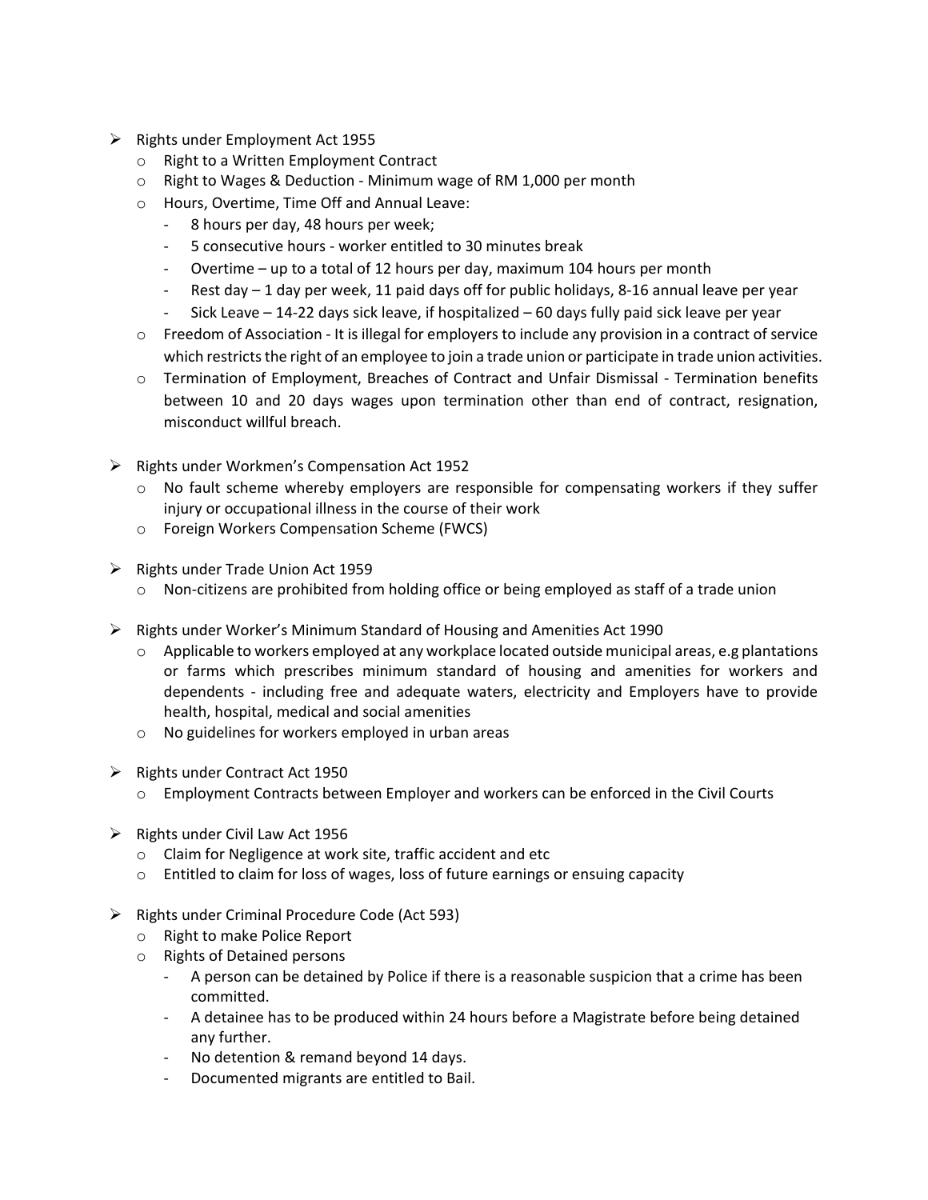- Rights under Employment Act 1955
  - Right to a Written Employment Contract
  - Right to Wages & Deduction - Minimum wage of RM 1,000 per month
  - Hours, Overtime, Time Off and Annual Leave:
    - 8 hours per day, 48 hours per week;
    - 5 consecutive hours - worker entitled to 30 minutes break
    - Overtime – up to a total of 12 hours per day, maximum 104 hours per month
    - Rest day – 1 day per week, 11 paid days off for public holidays, 8-16 annual leave per year
    - Sick Leave – 14-22 days sick leave, if hospitalized – 60 days fully paid sick leave per year
  - Freedom of Association - It is illegal for employers to include any provision in a contract of service which restricts the right of an employee to join a trade union or participate in trade union activities.
  - Termination of Employment, Breaches of Contract and Unfair Dismissal - Termination benefits between 10 and 20 days wages upon termination other than end of contract, resignation, misconduct willful breach.

- Rights under Workmen's Compensation Act 1952
  - No fault scheme whereby employers are responsible for compensating workers if they suffer injury or occupational illness in the course of their work
  - Foreign Workers Compensation Scheme (FWCS)

- Rights under Trade Union Act 1959
  - Non-citizens are prohibited from holding office or being employed as staff of a trade union

- Rights under Worker's Minimum Standard of Housing and Amenities Act 1990
  - Applicable to workers employed at any workplace located outside municipal areas, e.g plantations or farms which prescribes minimum standard of housing and amenities for workers and dependents - including free and adequate waters, electricity and Employers have to provide health, hospital, medical and social amenities
  - No guidelines for workers employed in urban areas

- Rights under Contract Act 1950
  - Employment Contracts between Employer and workers can be enforced in the Civil Courts

- Rights under Civil Law Act 1956
  - Claim for Negligence at work site, traffic accident and etc
  - Entitled to claim for loss of wages, loss of future earnings or ensuing capacity

- Rights under Criminal Procedure Code (Act 593)
  - Right to make Police Report
  - Rights of Detained persons
    - A person can be detained by Police if there is a reasonable suspicion that a crime has been committed.
    - A detainee has to be produced within 24 hours before a Magistrate before being detained any further.
    - No detention & remand beyond 14 days.
    - Documented migrants are entitled to Bail.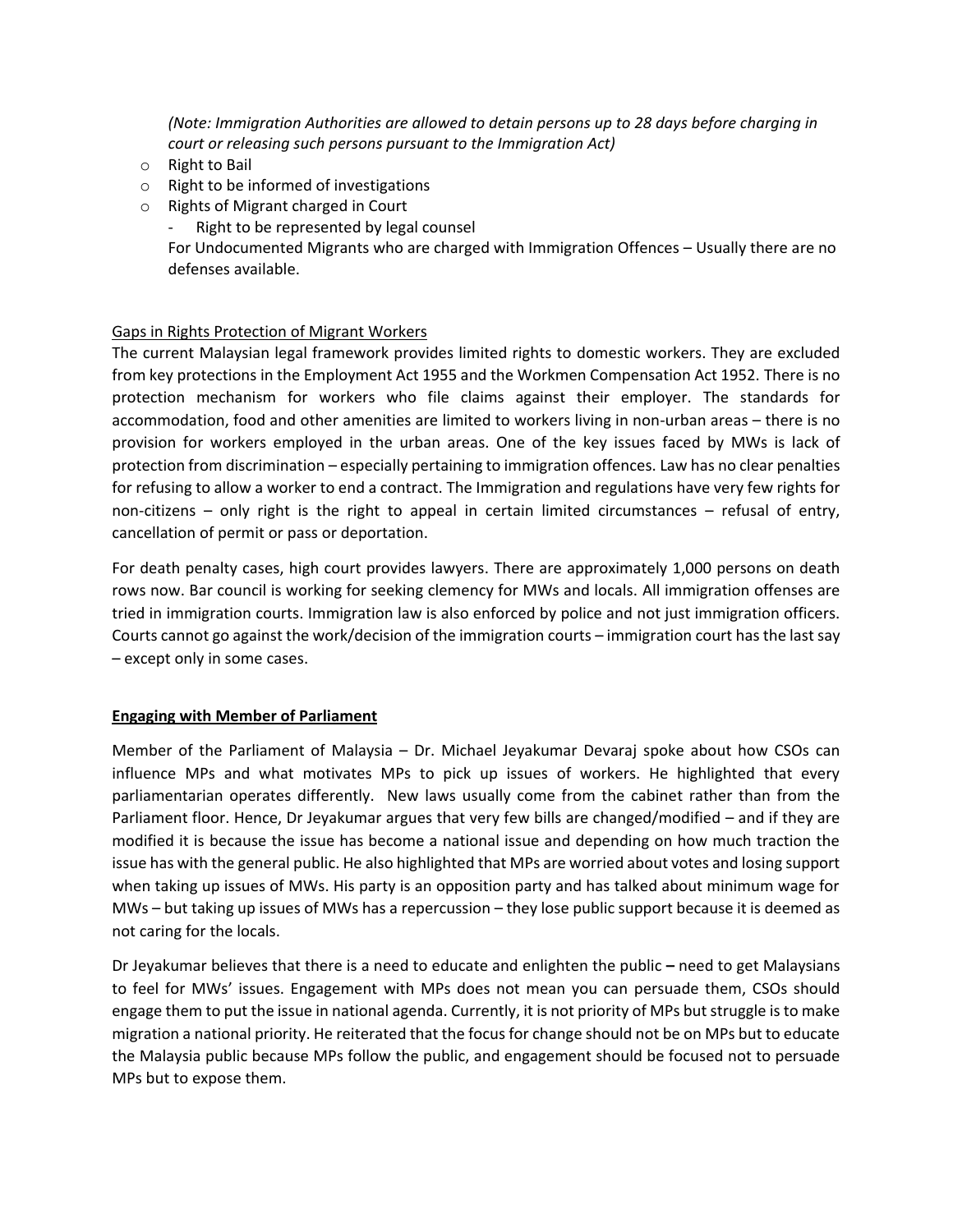*(Note: Immigration Authorities are allowed to detain persons up to 28 days before charging in court or releasing such persons pursuant to the Immigration Act)*

- Right to Bail
- Right to be informed of investigations
- Rights of Migrant charged in Court
  - Right to be represented by legal counsel

  For Undocumented Migrants who are charged with Immigration Offences – Usually there are no defenses available.

<u>Gaps in Rights Protection of Migrant Workers</u>

The current Malaysian legal framework provides limited rights to domestic workers. They are excluded from key protections in the Employment Act 1955 and the Workmen Compensation Act 1952. There is no protection mechanism for workers who file claims against their employer. The standards for accommodation, food and other amenities are limited to workers living in non-urban areas – there is no provision for workers employed in the urban areas. One of the key issues faced by MWs is lack of protection from discrimination – especially pertaining to immigration offences. Law has no clear penalties for refusing to allow a worker to end a contract. The Immigration and regulations have very few rights for non-citizens – only right is the right to appeal in certain limited circumstances – refusal of entry, cancellation of permit or pass or deportation.

For death penalty cases, high court provides lawyers. There are approximately 1,000 persons on death rows now. Bar council is working for seeking clemency for MWs and locals. All immigration offenses are tried in immigration courts. Immigration law is also enforced by police and not just immigration officers. Courts cannot go against the work/decision of the immigration courts – immigration court has the last say – except only in some cases.

**<u>Engaging with Member of Parliament</u>**

Member of the Parliament of Malaysia – Dr. Michael Jeyakumar Devaraj spoke about how CSOs can influence MPs and what motivates MPs to pick up issues of workers. He highlighted that every parliamentarian operates differently. New laws usually come from the cabinet rather than from the Parliament floor. Hence, Dr Jeyakumar argues that very few bills are changed/modified – and if they are modified it is because the issue has become a national issue and depending on how much traction the issue has with the general public. He also highlighted that MPs are worried about votes and losing support when taking up issues of MWs. His party is an opposition party and has talked about minimum wage for MWs – but taking up issues of MWs has a repercussion – they lose public support because it is deemed as not caring for the locals.

Dr Jeyakumar believes that there is a need to educate and enlighten the public **–** need to get Malaysians to feel for MWs' issues. Engagement with MPs does not mean you can persuade them, CSOs should engage them to put the issue in national agenda. Currently, it is not priority of MPs but struggle is to make migration a national priority. He reiterated that the focus for change should not be on MPs but to educate the Malaysia public because MPs follow the public, and engagement should be focused not to persuade MPs but to expose them.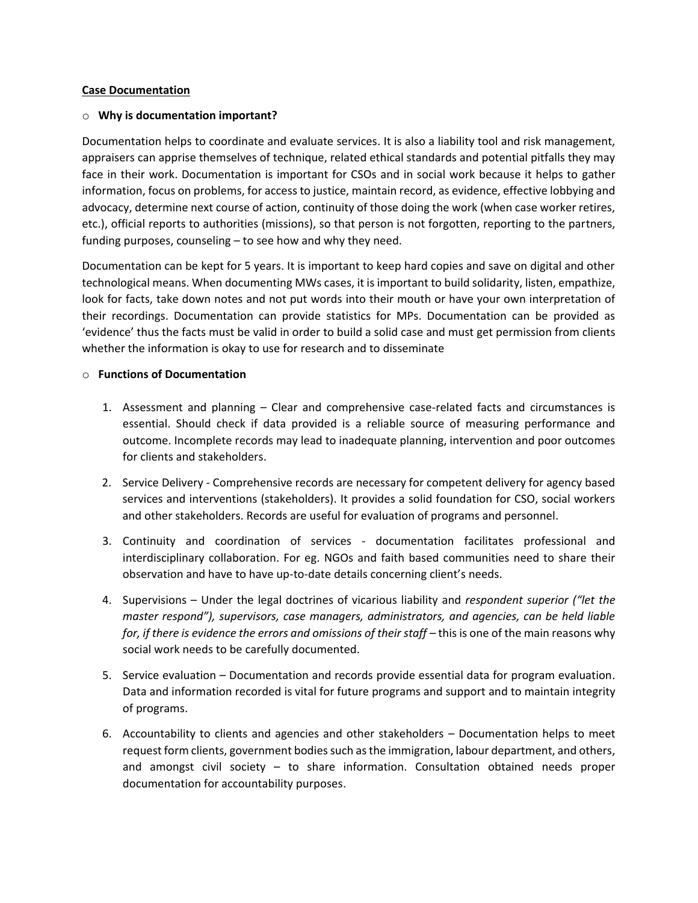**<u>Case Documentation</u>**

- **Why is documentation important?**

Documentation helps to coordinate and evaluate services. It is also a liability tool and risk management, appraisers can apprise themselves of technique, related ethical standards and potential pitfalls they may face in their work. Documentation is important for CSOs and in social work because it helps to gather information, focus on problems, for access to justice, maintain record, as evidence, effective lobbying and advocacy, determine next course of action, continuity of those doing the work (when case worker retires, etc.), official reports to authorities (missions), so that person is not forgotten, reporting to the partners, funding purposes, counseling – to see how and why they need.

Documentation can be kept for 5 years. It is important to keep hard copies and save on digital and other technological means. When documenting MWs cases, it is important to build solidarity, listen, empathize, look for facts, take down notes and not put words into their mouth or have your own interpretation of their recordings. Documentation can provide statistics for MPs. Documentation can be provided as 'evidence' thus the facts must be valid in order to build a solid case and must get permission from clients whether the information is okay to use for research and to disseminate

- **Functions of Documentation**

1. Assessment and planning – Clear and comprehensive case-related facts and circumstances is essential. Should check if data provided is a reliable source of measuring performance and outcome. Incomplete records may lead to inadequate planning, intervention and poor outcomes for clients and stakeholders.

2. Service Delivery - Comprehensive records are necessary for competent delivery for agency based services and interventions (stakeholders). It provides a solid foundation for CSO, social workers and other stakeholders. Records are useful for evaluation of programs and personnel.

3. Continuity and coordination of services - documentation facilitates professional and interdisciplinary collaboration. For eg. NGOs and faith based communities need to share their observation and have to have up-to-date details concerning client's needs.

4. Supervisions – Under the legal doctrines of vicarious liability and *respondent superior ("let the master respond"), supervisors, case managers, administrators, and agencies, can be held liable for, if there is evidence the errors and omissions of their staff* – this is one of the main reasons why social work needs to be carefully documented.

5. Service evaluation – Documentation and records provide essential data for program evaluation. Data and information recorded is vital for future programs and support and to maintain integrity of programs.

6. Accountability to clients and agencies and other stakeholders – Documentation helps to meet request form clients, government bodies such as the immigration, labour department, and others, and amongst civil society – to share information. Consultation obtained needs proper documentation for accountability purposes.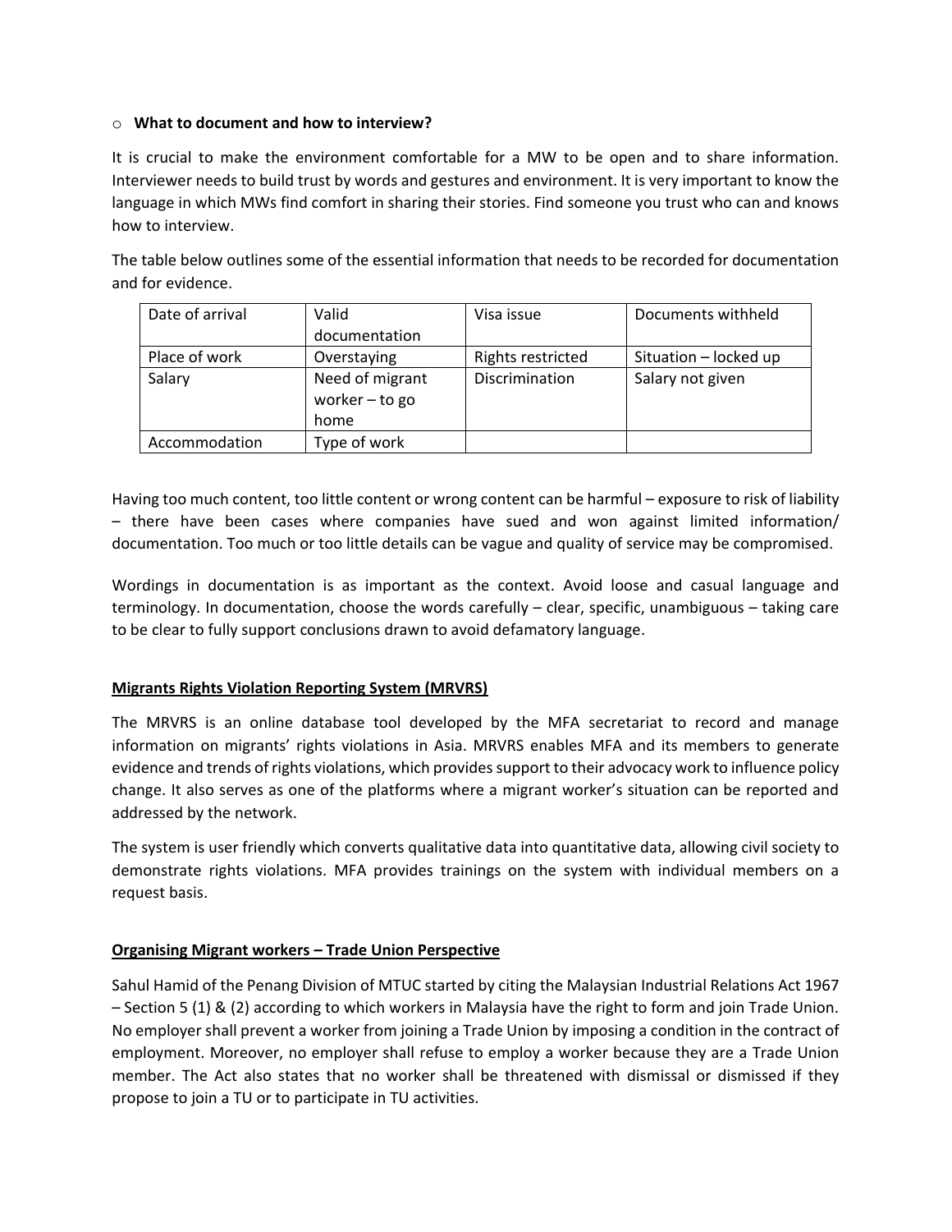- **What to document and how to interview?**

It is crucial to make the environment comfortable for a MW to be open and to share information. Interviewer needs to build trust by words and gestures and environment. It is very important to know the language in which MWs find comfort in sharing their stories. Find someone you trust who can and knows how to interview.

The table below outlines some of the essential information that needs to be recorded for documentation and for evidence.

| Date of arrival | Valid documentation | Visa issue | Documents withheld |
|---|---|---|---|
| Place of work | Overstaying | Rights restricted | Situation – locked up |
| Salary | Need of migrant worker – to go home | Discrimination | Salary not given |
| Accommodation | Type of work | | |

Having too much content, too little content or wrong content can be harmful – exposure to risk of liability – there have been cases where companies have sued and won against limited information/ documentation. Too much or too little details can be vague and quality of service may be compromised.

Wordings in documentation is as important as the context. Avoid loose and casual language and terminology. In documentation, choose the words carefully – clear, specific, unambiguous – taking care to be clear to fully support conclusions drawn to avoid defamatory language.

## Migrants Rights Violation Reporting System (MRVRS)

The MRVRS is an online database tool developed by the MFA secretariat to record and manage information on migrants' rights violations in Asia. MRVRS enables MFA and its members to generate evidence and trends of rights violations, which provides support to their advocacy work to influence policy change. It also serves as one of the platforms where a migrant worker's situation can be reported and addressed by the network.

The system is user friendly which converts qualitative data into quantitative data, allowing civil society to demonstrate rights violations. MFA provides trainings on the system with individual members on a request basis.

## Organising Migrant workers – Trade Union Perspective

Sahul Hamid of the Penang Division of MTUC started by citing the Malaysian Industrial Relations Act 1967 – Section 5 (1) & (2) according to which workers in Malaysia have the right to form and join Trade Union. No employer shall prevent a worker from joining a Trade Union by imposing a condition in the contract of employment. Moreover, no employer shall refuse to employ a worker because they are a Trade Union member. The Act also states that no worker shall be threatened with dismissal or dismissed if they propose to join a TU or to participate in TU activities.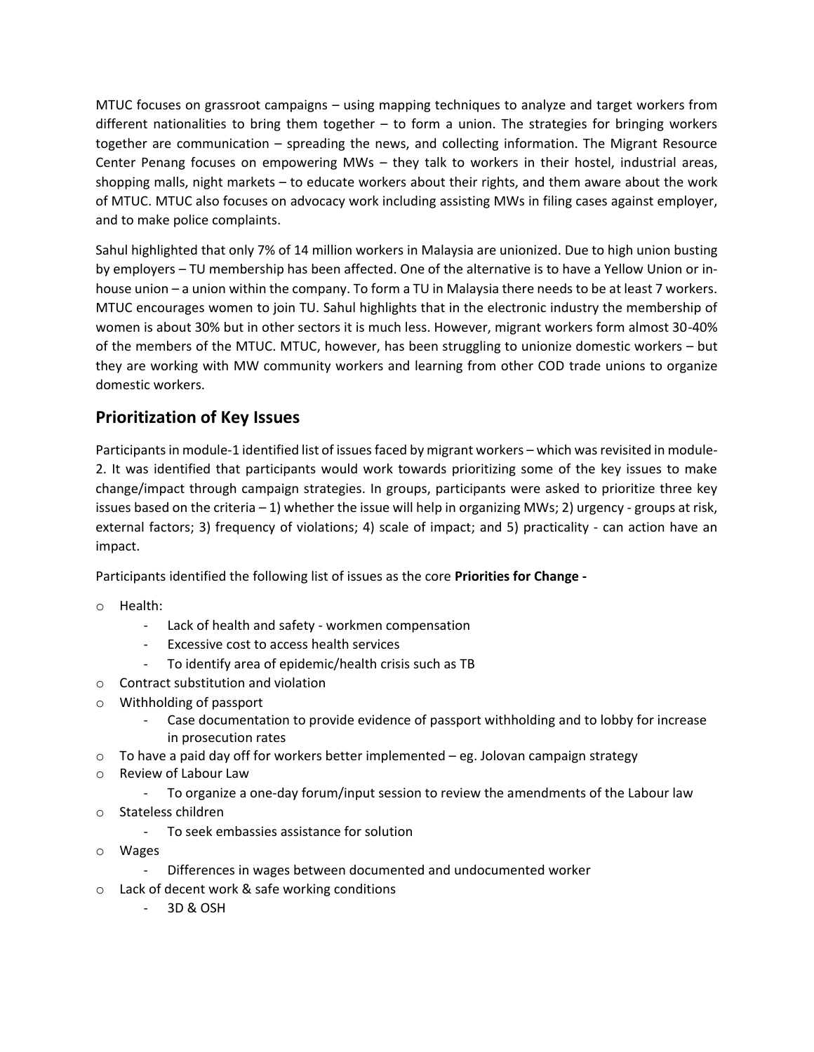MTUC focuses on grassroot campaigns – using mapping techniques to analyze and target workers from different nationalities to bring them together – to form a union. The strategies for bringing workers together are communication – spreading the news, and collecting information. The Migrant Resource Center Penang focuses on empowering MWs – they talk to workers in their hostel, industrial areas, shopping malls, night markets – to educate workers about their rights, and them aware about the work of MTUC. MTUC also focuses on advocacy work including assisting MWs in filing cases against employer, and to make police complaints.

Sahul highlighted that only 7% of 14 million workers in Malaysia are unionized. Due to high union busting by employers – TU membership has been affected. One of the alternative is to have a Yellow Union or in-house union – a union within the company. To form a TU in Malaysia there needs to be at least 7 workers. MTUC encourages women to join TU. Sahul highlights that in the electronic industry the membership of women is about 30% but in other sectors it is much less. However, migrant workers form almost 30-40% of the members of the MTUC. MTUC, however, has been struggling to unionize domestic workers – but they are working with MW community workers and learning from other COD trade unions to organize domestic workers.

## Prioritization of Key Issues

Participants in module-1 identified list of issues faced by migrant workers – which was revisited in module-2. It was identified that participants would work towards prioritizing some of the key issues to make change/impact through campaign strategies. In groups, participants were asked to prioritize three key issues based on the criteria – 1) whether the issue will help in organizing MWs; 2) urgency - groups at risk, external factors; 3) frequency of violations; 4) scale of impact; and 5) practicality - can action have an impact.

Participants identified the following list of issues as the core **Priorities for Change -**

- Health:
  - Lack of health and safety - workmen compensation
  - Excessive cost to access health services
  - To identify area of epidemic/health crisis such as TB
- Contract substitution and violation
- Withholding of passport
  - Case documentation to provide evidence of passport withholding and to lobby for increase in prosecution rates
- To have a paid day off for workers better implemented – eg. Jolovan campaign strategy
- Review of Labour Law
  - To organize a one-day forum/input session to review the amendments of the Labour law
- Stateless children
  - To seek embassies assistance for solution
- Wages
  - Differences in wages between documented and undocumented worker
- Lack of decent work & safe working conditions
  - 3D & OSH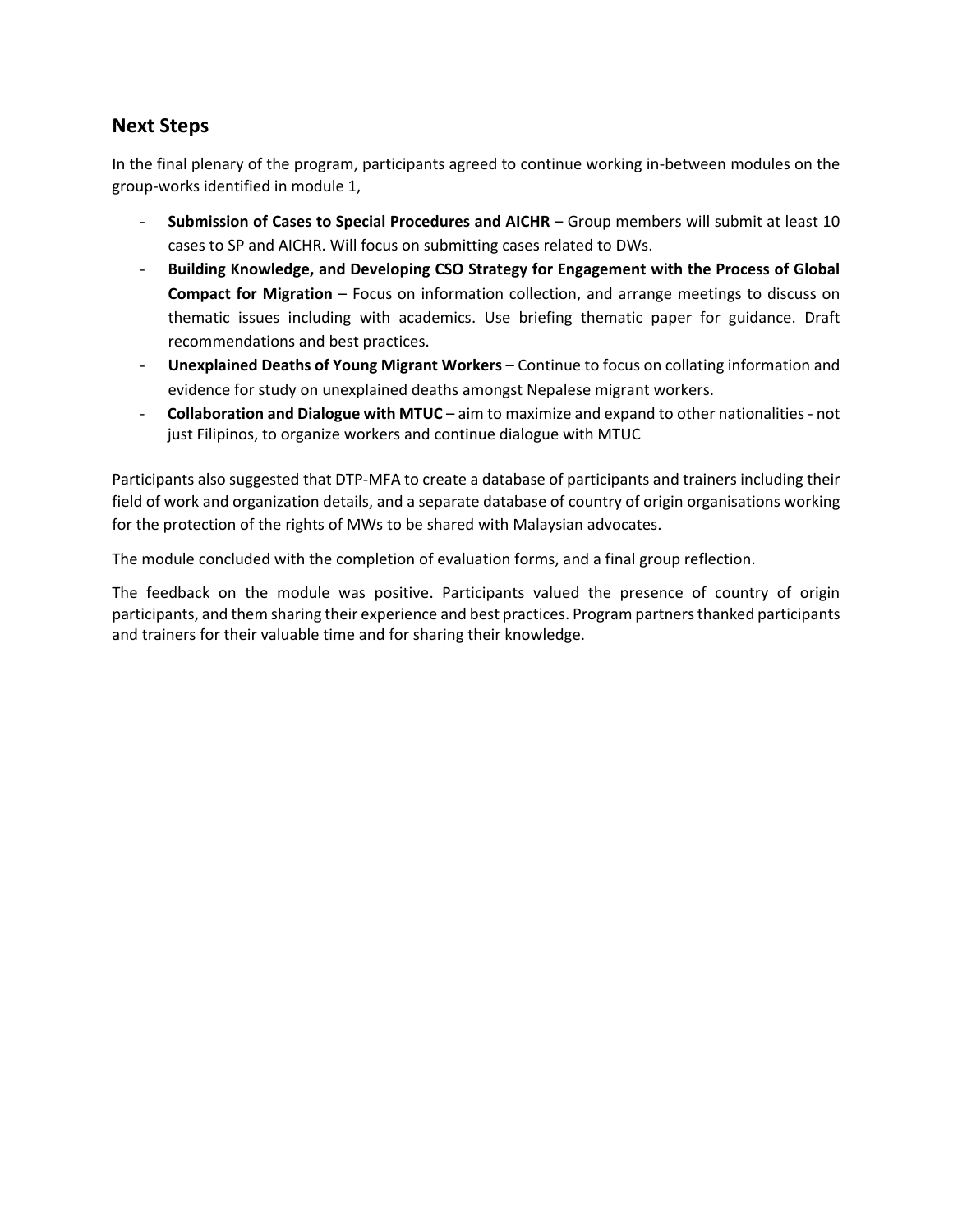## Next Steps

In the final plenary of the program, participants agreed to continue working in-between modules on the group-works identified in module 1,

- **Submission of Cases to Special Procedures and AICHR** – Group members will submit at least 10 cases to SP and AICHR. Will focus on submitting cases related to DWs.
- **Building Knowledge, and Developing CSO Strategy for Engagement with the Process of Global Compact for Migration** – Focus on information collection, and arrange meetings to discuss on thematic issues including with academics. Use briefing thematic paper for guidance. Draft recommendations and best practices.
- **Unexplained Deaths of Young Migrant Workers** – Continue to focus on collating information and evidence for study on unexplained deaths amongst Nepalese migrant workers.
- **Collaboration and Dialogue with MTUC** – aim to maximize and expand to other nationalities - not just Filipinos, to organize workers and continue dialogue with MTUC

Participants also suggested that DTP-MFA to create a database of participants and trainers including their field of work and organization details, and a separate database of country of origin organisations working for the protection of the rights of MWs to be shared with Malaysian advocates.

The module concluded with the completion of evaluation forms, and a final group reflection.

The feedback on the module was positive. Participants valued the presence of country of origin participants, and them sharing their experience and best practices. Program partners thanked participants and trainers for their valuable time and for sharing their knowledge.